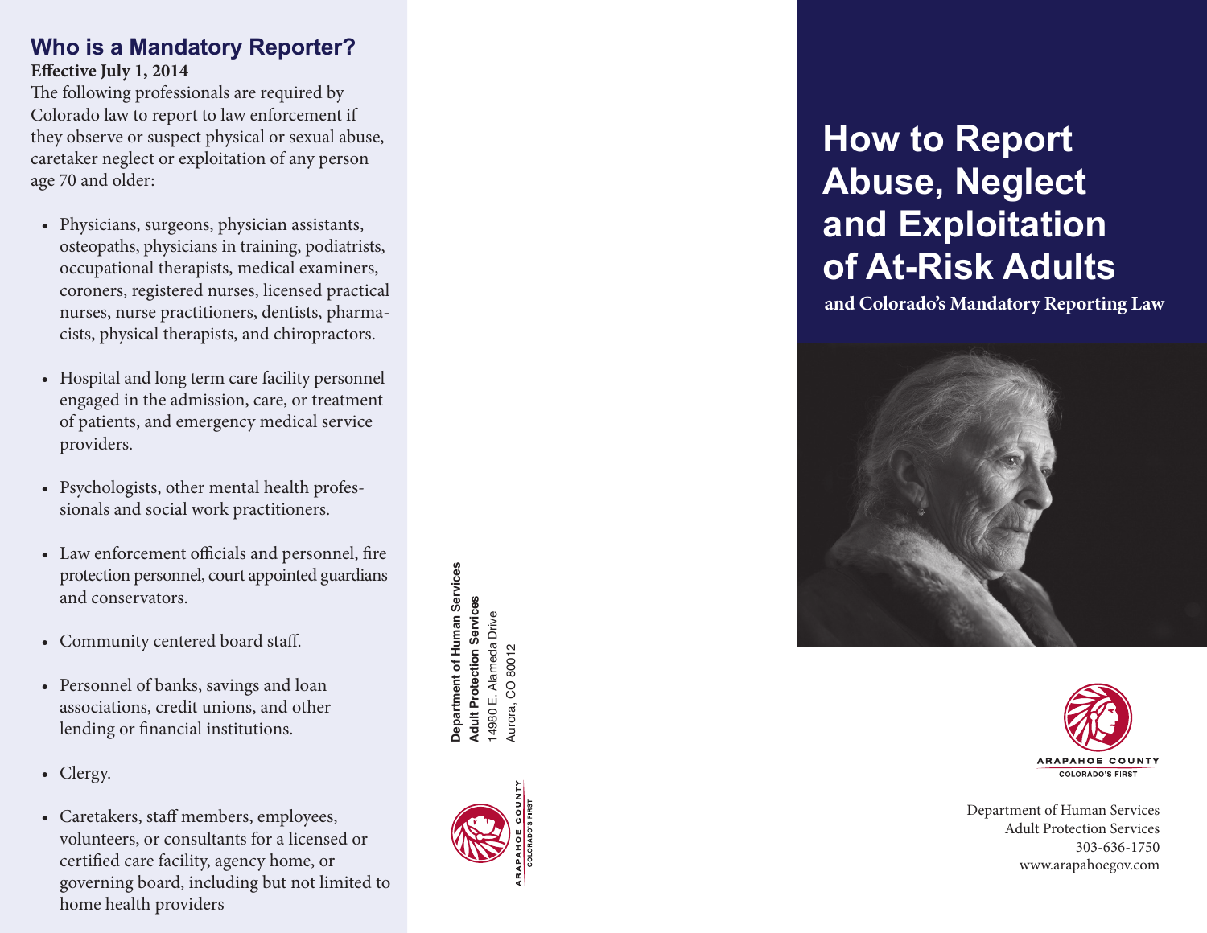## Who is a Mandatory Reporter?

**Effective July 1, 2014**

The following professionals are required by Colorado law to report to law enforcement if they observe or suspect physical or sexual abuse, caretaker neglect or exploitation of any person age 70 and older:

- Physicians, surgeons, physician assistants, osteopaths, physicians in training, podiatrists, occupational therapists, medical examiners, coroners, registered nurses, licensed practical nurses, nurse practitioners, dentists, pharmacists, physical therapists, and chiropractors.
- Hospital and long term care facility personnel engaged in the admission, care, or treatment of patients, and emergency medical service providers.
- Psychologists, other mental health professionals and social work practitioners.
- Law enforcement officials and personnel, fire protection personnel, court appointed guardians and conservators.
- Community centered board staff.
- Personnel of banks, savings and loan associations, credit unions, and other lending or financial institutions.
- Clergy.
- Caretakers, staff members, employees, volunteers, or consultants for a licensed or certified care facility, agency home, or governing board, including but not limited to home health providers

**Department of Human Services**
**Adult Protection Services**
14980 E. Alameda Drive
Aurora, CO 80012

ARAPAHOE COUNTY
COLORADO'S FIRST

# How to Report Abuse, Neglect and Exploitation of At-Risk Adults

**and Colorado's Mandatory Reporting Law**

ARAPAHOE COUNTY
COLORADO'S FIRST

Department of Human Services
Adult Protection Services
303-636-1750
www.arapahoegov.com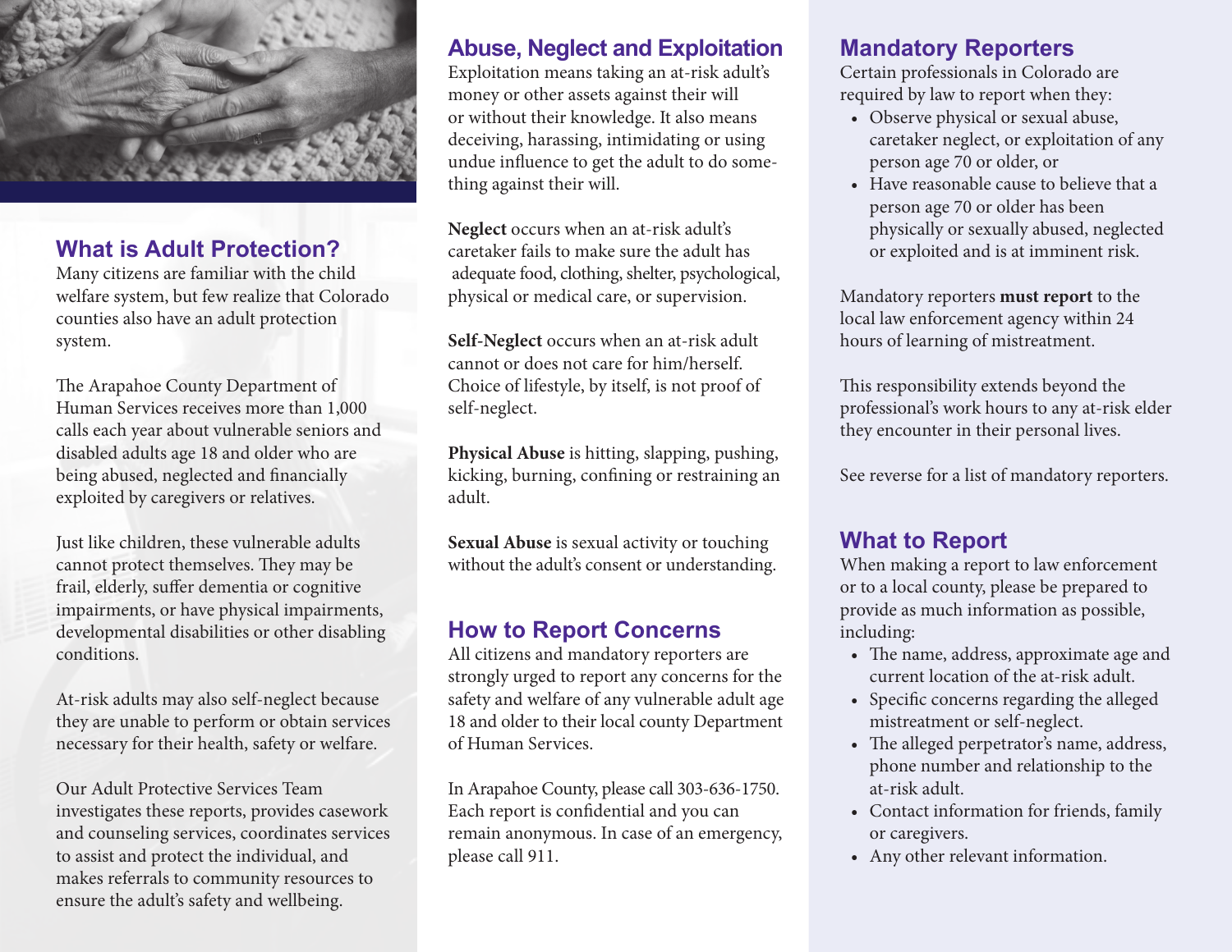## What is Adult Protection?

Many citizens are familiar with the child welfare system, but few realize that Colorado counties also have an adult protection system.

The Arapahoe County Department of Human Services receives more than 1,000 calls each year about vulnerable seniors and disabled adults age 18 and older who are being abused, neglected and financially exploited by caregivers or relatives.

Just like children, these vulnerable adults cannot protect themselves. They may be frail, elderly, suffer dementia or cognitive impairments, or have physical impairments, developmental disabilities or other disabling conditions.

At-risk adults may also self-neglect because they are unable to perform or obtain services necessary for their health, safety or welfare.

Our Adult Protective Services Team investigates these reports, provides casework and counseling services, coordinates services to assist and protect the individual, and makes referrals to community resources to ensure the adult's safety and wellbeing.

## Abuse, Neglect and Exploitation

Exploitation means taking an at-risk adult's money or other assets against their will or without their knowledge. It also means deceiving, harassing, intimidating or using undue influence to get the adult to do something against their will.

**Neglect** occurs when an at-risk adult's caretaker fails to make sure the adult has adequate food, clothing, shelter, psychological, physical or medical care, or supervision.

**Self-Neglect** occurs when an at-risk adult cannot or does not care for him/herself. Choice of lifestyle, by itself, is not proof of self-neglect.

**Physical Abuse** is hitting, slapping, pushing, kicking, burning, confining or restraining an adult.

**Sexual Abuse** is sexual activity or touching without the adult's consent or understanding.

## How to Report Concerns

All citizens and mandatory reporters are strongly urged to report any concerns for the safety and welfare of any vulnerable adult age 18 and older to their local county Department of Human Services.

In Arapahoe County, please call 303-636-1750. Each report is confidential and you can remain anonymous. In case of an emergency, please call 911.

## Mandatory Reporters

Certain professionals in Colorado are required by law to report when they:

- Observe physical or sexual abuse, caretaker neglect, or exploitation of any person age 70 or older, or
- Have reasonable cause to believe that a person age 70 or older has been physically or sexually abused, neglected or exploited and is at imminent risk.

Mandatory reporters **must report** to the local law enforcement agency within 24 hours of learning of mistreatment.

This responsibility extends beyond the professional's work hours to any at-risk elder they encounter in their personal lives.

See reverse for a list of mandatory reporters.

## What to Report

When making a report to law enforcement or to a local county, please be prepared to provide as much information as possible, including:

- The name, address, approximate age and current location of the at-risk adult.
- Specific concerns regarding the alleged mistreatment or self-neglect.
- The alleged perpetrator's name, address, phone number and relationship to the at-risk adult.
- Contact information for friends, family or caregivers.
- Any other relevant information.